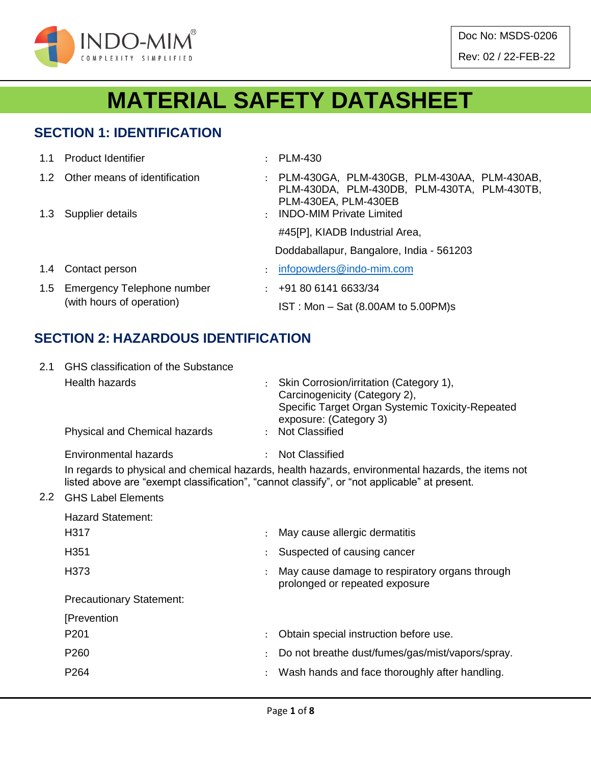INDO-MIM®
COMPLEXITY SIMPLIFIED

Doc No: MSDS-0206

Rev: 02 / 22-FEB-22

# MATERIAL SAFETY DATASHEET

## SECTION 1: IDENTIFICATION

| | | | |
|---|---|---|---|
| 1.1 | Product Identifier | : | PLM-430 |
| 1.2 | Other means of identification | : | PLM-430GA, PLM-430GB, PLM-430AA, PLM-430AB, PLM-430DA, PLM-430DB, PLM-430TA, PLM-430TB, PLM-430EA, PLM-430EB |
| 1.3 | Supplier details | : | INDO-MIM Private Limited<br>#45[P], KIADB Industrial Area,<br>Doddaballapur, Bangalore, India - 561203 |
| 1.4 | Contact person | : | infopowders@indo-mim.com |
| 1.5 | Emergency Telephone number (with hours of operation) | : | +91 80 6141 6633/34<br>IST : Mon – Sat (8.00AM to 5.00PM)s |

## SECTION 2: HAZARDOUS IDENTIFICATION

2.1 GHS classification of the Substance

| | | |
|---|---|---|
| Health hazards | : | Skin Corrosion/irritation (Category 1),<br>Carcinogenicity (Category 2),<br>Specific Target Organ Systemic Toxicity-Repeated exposure: (Category 3) |
| Physical and Chemical hazards | : | Not Classified |
| Environmental hazards | : | Not Classified |

In regards to physical and chemical hazards, health hazards, environmental hazards, the items not listed above are “exempt classification”, “cannot classify”, or “not applicable” at present.

2.2 GHS Label Elements

Hazard Statement:

| | | |
|---|---|---|
| H317 | : | May cause allergic dermatitis |
| H351 | : | Suspected of causing cancer |
| H373 | : | May cause damage to respiratory organs through prolonged or repeated exposure |

Precautionary Statement:

[Prevention

| | | |
|---|---|---|
| P201 | : | Obtain special instruction before use. |
| P260 | : | Do not breathe dust/fumes/gas/mist/vapors/spray. |
| P264 | : | Wash hands and face thoroughly after handling. |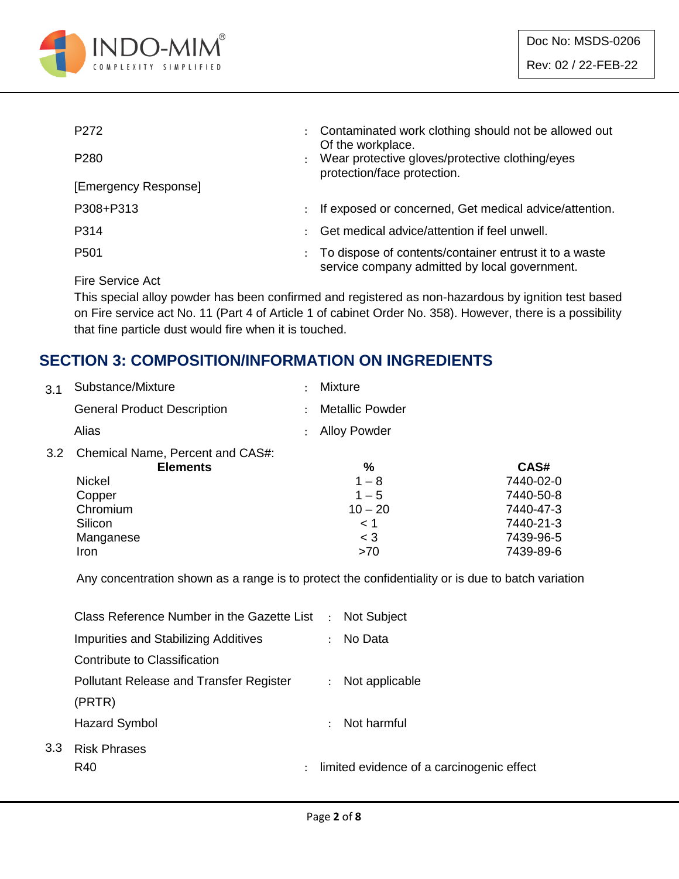| | | |
|---|---|---|
| P272 | : | Contaminated work clothing should not be allowed out Of the workplace. |
| P280 | : | Wear protective gloves/protective clothing/eyes protection/face protection. |

[Emergency Response]

| | | |
|---|---|---|
| P308+P313 | : | If exposed or concerned, Get medical advice/attention. |
| P314 | : | Get medical advice/attention if feel unwell. |
| P501 | : | To dispose of contents/container entrust it to a waste service company admitted by local government. |

Fire Service Act

This special alloy powder has been confirmed and registered as non-hazardous by ignition test based on Fire service act No. 11 (Part 4 of Article 1 of cabinet Order No. 358). However, there is a possibility that fine particle dust would fire when it is touched.

## SECTION 3: COMPOSITION/INFORMATION ON INGREDIENTS

3.1

| | | |
|---|---|---|
| Substance/Mixture | : | Mixture |
| General Product Description | : | Metallic Powder |
| Alias | : | Alloy Powder |

3.2 Chemical Name, Percent and CAS#:

| Elements | % | CAS# |
|---|---|---|
| Nickel | 1 – 8 | 7440-02-0 |
| Copper | 1 – 5 | 7440-50-8 |
| Chromium | 10 – 20 | 7440-47-3 |
| Silicon | < 1 | 7440-21-3 |
| Manganese | < 3 | 7439-96-5 |
| Iron | >70 | 7439-89-6 |

Any concentration shown as a range is to protect the confidentiality or is due to batch variation

| | | |
|---|---|---|
| Class Reference Number in the Gazette List | : | Not Subject |
| Impurities and Stabilizing Additives Contribute to Classification | : | No Data |
| Pollutant Release and Transfer Register (PRTR) | : | Not applicable |
| Hazard Symbol | : | Not harmful |

3.3 Risk Phrases

| | | |
|---|---|---|
| R40 | : | limited evidence of a carcinogenic effect |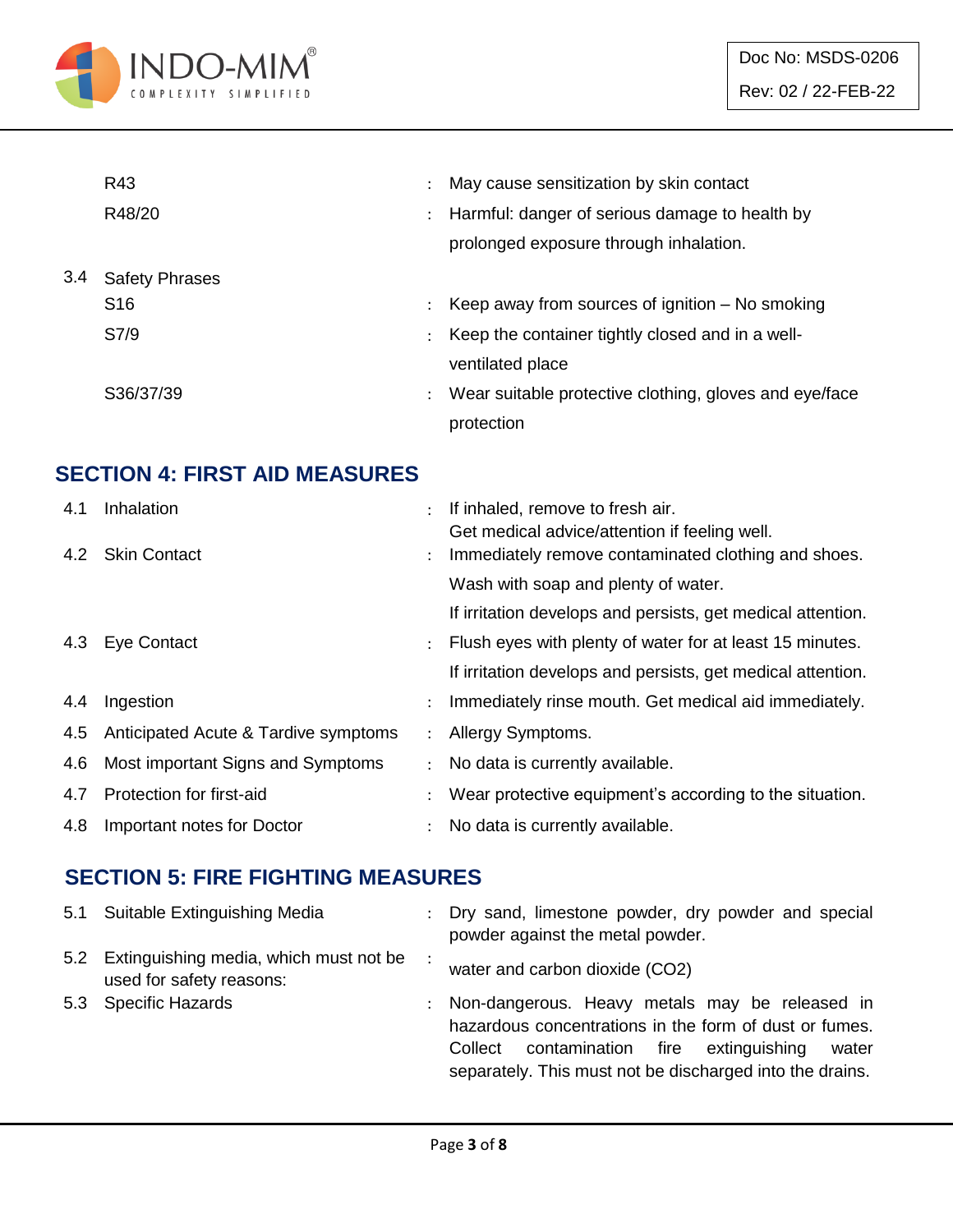| | | | |
|---|---|---|---|
| | R43 | : | May cause sensitization by skin contact |
| | R48/20 | : | Harmful: danger of serious damage to health by prolonged exposure through inhalation. |
| 3.4 | Safety Phrases | | |
| | S16 | : | Keep away from sources of ignition – No smoking |
| | S7/9 | : | Keep the container tightly closed and in a well-ventilated place |
| | S36/37/39 | : | Wear suitable protective clothing, gloves and eye/face protection |

## SECTION 4: FIRST AID MEASURES

| | | | |
|---|---|---|---|
| 4.1 | Inhalation | : | If inhaled, remove to fresh air.<br>Get medical advice/attention if feeling well. |
| 4.2 | Skin Contact | : | Immediately remove contaminated clothing and shoes.<br>Wash with soap and plenty of water.<br>If irritation develops and persists, get medical attention. |
| 4.3 | Eye Contact | : | Flush eyes with plenty of water for at least 15 minutes.<br>If irritation develops and persists, get medical attention. |
| 4.4 | Ingestion | : | Immediately rinse mouth. Get medical aid immediately. |
| 4.5 | Anticipated Acute & Tardive symptoms | : | Allergy Symptoms. |
| 4.6 | Most important Signs and Symptoms | : | No data is currently available. |
| 4.7 | Protection for first-aid | : | Wear protective equipment's according to the situation. |
| 4.8 | Important notes for Doctor | : | No data is currently available. |

## SECTION 5: FIRE FIGHTING MEASURES

| | | | |
|---|---|---|---|
| 5.1 | Suitable Extinguishing Media | : | Dry sand, limestone powder, dry powder and special powder against the metal powder. |
| 5.2 | Extinguishing media, which must not be used for safety reasons: | : | water and carbon dioxide ($CO_2$) |
| 5.3 | Specific Hazards | : | Non-dangerous. Heavy metals may be released in hazardous concentrations in the form of dust or fumes. Collect contamination fire extinguishing water separately. This must not be discharged into the drains. |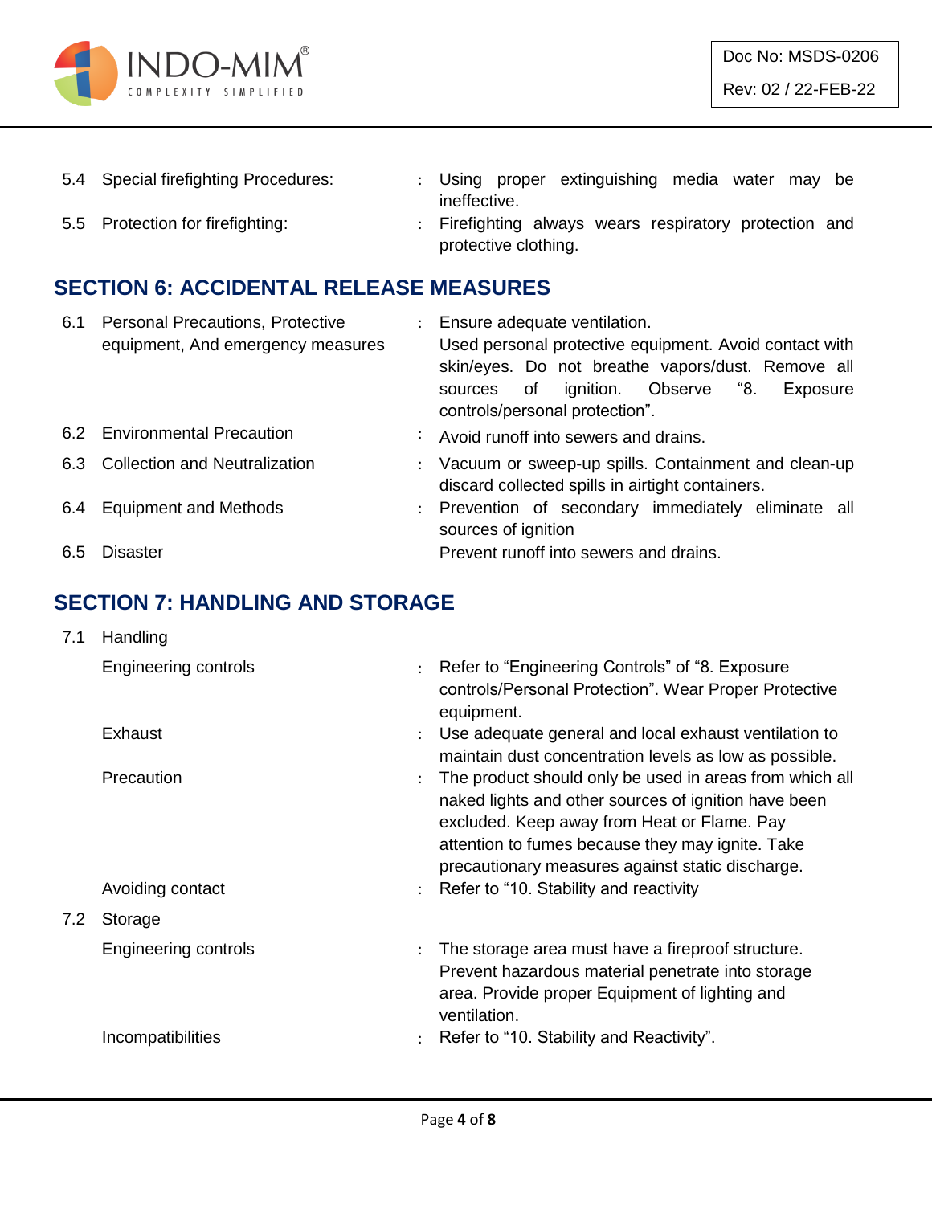| | | | |
|---|---|---|---|
| 5.4 | Special firefighting Procedures: | : | Using proper extinguishing media water may be ineffective. |
| 5.5 | Protection for firefighting: | : | Firefighting always wears respiratory protection and protective clothing. |

## SECTION 6: ACCIDENTAL RELEASE MEASURES

| | | | |
|---|---|---|---|
| 6.1 | Personal Precautions, Protective equipment, And emergency measures | : | Ensure adequate ventilation. Used personal protective equipment. Avoid contact with skin/eyes. Do not breathe vapors/dust. Remove all sources of ignition. Observe "8. Exposure controls/personal protection". |
| 6.2 | Environmental Precaution | : | Avoid runoff into sewers and drains. |
| 6.3 | Collection and Neutralization | : | Vacuum or sweep-up spills. Containment and clean-up discard collected spills in airtight containers. |
| 6.4 | Equipment and Methods | : | Prevention of secondary immediately eliminate all sources of ignition |
| 6.5 | Disaster | | Prevent runoff into sewers and drains. |

## SECTION 7: HANDLING AND STORAGE

| | | | |
|---|---|---|---|
| 7.1 | Handling | | |
| | Engineering controls | : | Refer to "Engineering Controls" of "8. Exposure controls/Personal Protection". Wear Proper Protective equipment. |
| | Exhaust | : | Use adequate general and local exhaust ventilation to maintain dust concentration levels as low as possible. |
| | Precaution | : | The product should only be used in areas from which all naked lights and other sources of ignition have been excluded. Keep away from Heat or Flame. Pay attention to fumes because they may ignite. Take precautionary measures against static discharge. |
| | Avoiding contact | : | Refer to "10. Stability and reactivity |
| 7.2 | Storage | | |
| | Engineering controls | : | The storage area must have a fireproof structure. Prevent hazardous material penetrate into storage area. Provide proper Equipment of lighting and ventilation. |
| | Incompatibilities | : | Refer to "10. Stability and Reactivity". |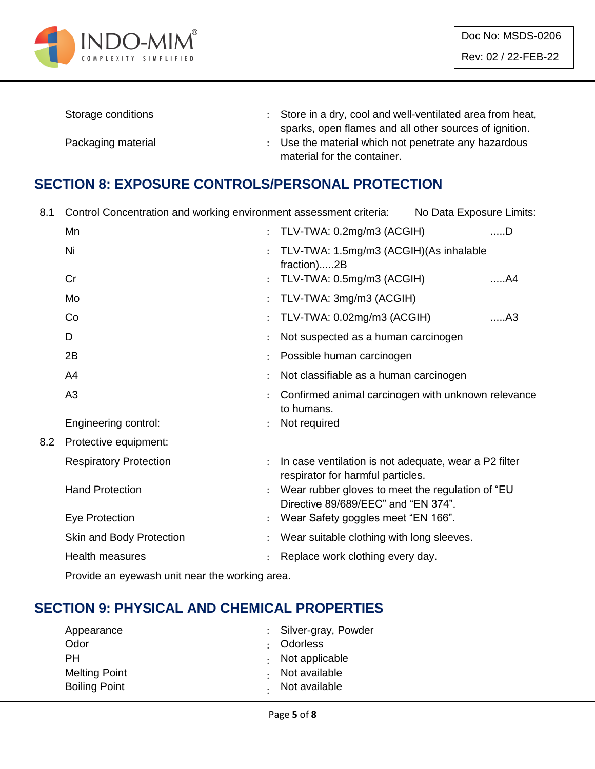| | |
|---|---|
| Storage conditions | : Store in a dry, cool and well-ventilated area from heat, sparks, open flames and all other sources of ignition. |
| Packaging material | : Use the material which not penetrate any hazardous material for the container. |

## SECTION 8: EXPOSURE CONTROLS/PERSONAL PROTECTION

8.1 Control Concentration and working environment assessment criteria: No Data Exposure Limits:

| | | |
|---|---|---|
| Mn | : TLV-TWA: 0.2mg/m3 (ACGIH) | .....D |
| Ni | : TLV-TWA: 1.5mg/m3 (ACGIH)(As inhalable fraction).....2B | |
| Cr | : TLV-TWA: 0.5mg/m3 (ACGIH) | .....A4 |
| Mo | : TLV-TWA: 3mg/m3 (ACGIH) | |
| Co | : TLV-TWA: 0.02mg/m3 (ACGIH) | .....A3 |
| D | : Not suspected as a human carcinogen | |
| 2B | : Possible human carcinogen | |
| A4 | : Not classifiable as a human carcinogen | |
| A3 | : Confirmed animal carcinogen with unknown relevance to humans. | |
| Engineering control: | : Not required | |

8.2 Protective equipment:

| | |
|---|---|
| Respiratory Protection | : In case ventilation is not adequate, wear a P2 filter respirator for harmful particles. |
| Hand Protection | : Wear rubber gloves to meet the regulation of "EU Directive 89/689/EEC" and "EN 374". |
| Eye Protection | : Wear Safety goggles meet "EN 166". |
| Skin and Body Protection | : Wear suitable clothing with long sleeves. |
| Health measures | : Replace work clothing every day. |

Provide an eyewash unit near the working area.

## SECTION 9: PHYSICAL AND CHEMICAL PROPERTIES

| | |
|---|---|
| Appearance | : Silver-gray, Powder |
| Odor | : Odorless |
| PH | : Not applicable |
| Melting Point | : Not available |
| Boiling Point | : Not available |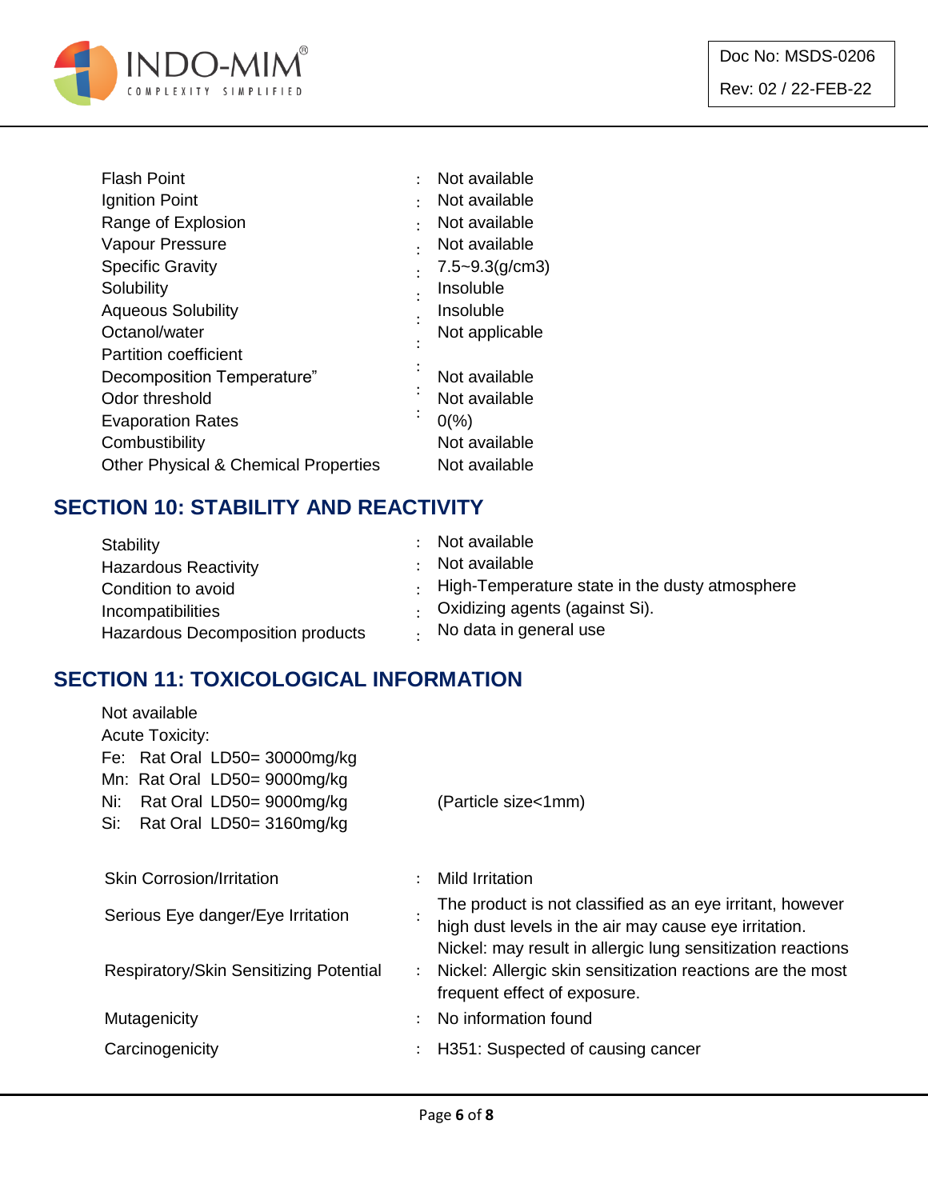| | | |
|---|---|---|
| Flash Point | : | Not available |
| Ignition Point | : | Not available |
| Range of Explosion | : | Not available |
| Vapour Pressure | : | Not available |
| Specific Gravity | : | 7.5~9.3(g/cm3) |
| Solubility | : | Insoluble |
| Aqueous Solubility | : | Insoluble |
| Octanol/water Partition coefficient | : | Not applicable |
| Decomposition Temperature" | : | Not available |
| Odor threshold | : | Not available |
| Evaporation Rates | : | 0(%) |
| Combustibility | | Not available |
| Other Physical & Chemical Properties | | Not available |

## SECTION 10: STABILITY AND REACTIVITY

| | | |
|---|---|---|
| Stability | : | Not available |
| Hazardous Reactivity | : | Not available |
| Condition to avoid | : | High-Temperature state in the dusty atmosphere |
| Incompatibilities | : | Oxidizing agents (against Si). |
| Hazardous Decomposition products | : | No data in general use |

## SECTION 11: TOXICOLOGICAL INFORMATION

Not available

Acute Toxicity:

Fe: Rat Oral LD50= 30000mg/kg

Mn: Rat Oral LD50= 9000mg/kg

Ni: Rat Oral LD50= 9000mg/kg (Particle size<1mm)

Si: Rat Oral LD50= 3160mg/kg

| | | |
|---|---|---|
| Skin Corrosion/Irritation | : | Mild Irritation |
| Serious Eye danger/Eye Irritation | : | The product is not classified as an eye irritant, however high dust levels in the air may cause eye irritation. |
| Respiratory/Skin Sensitizing Potential | : | Nickel: may result in allergic lung sensitization reactions<br>Nickel: Allergic skin sensitization reactions are the most frequent effect of exposure. |
| Mutagenicity | : | No information found |
| Carcinogenicity | : | H351: Suspected of causing cancer |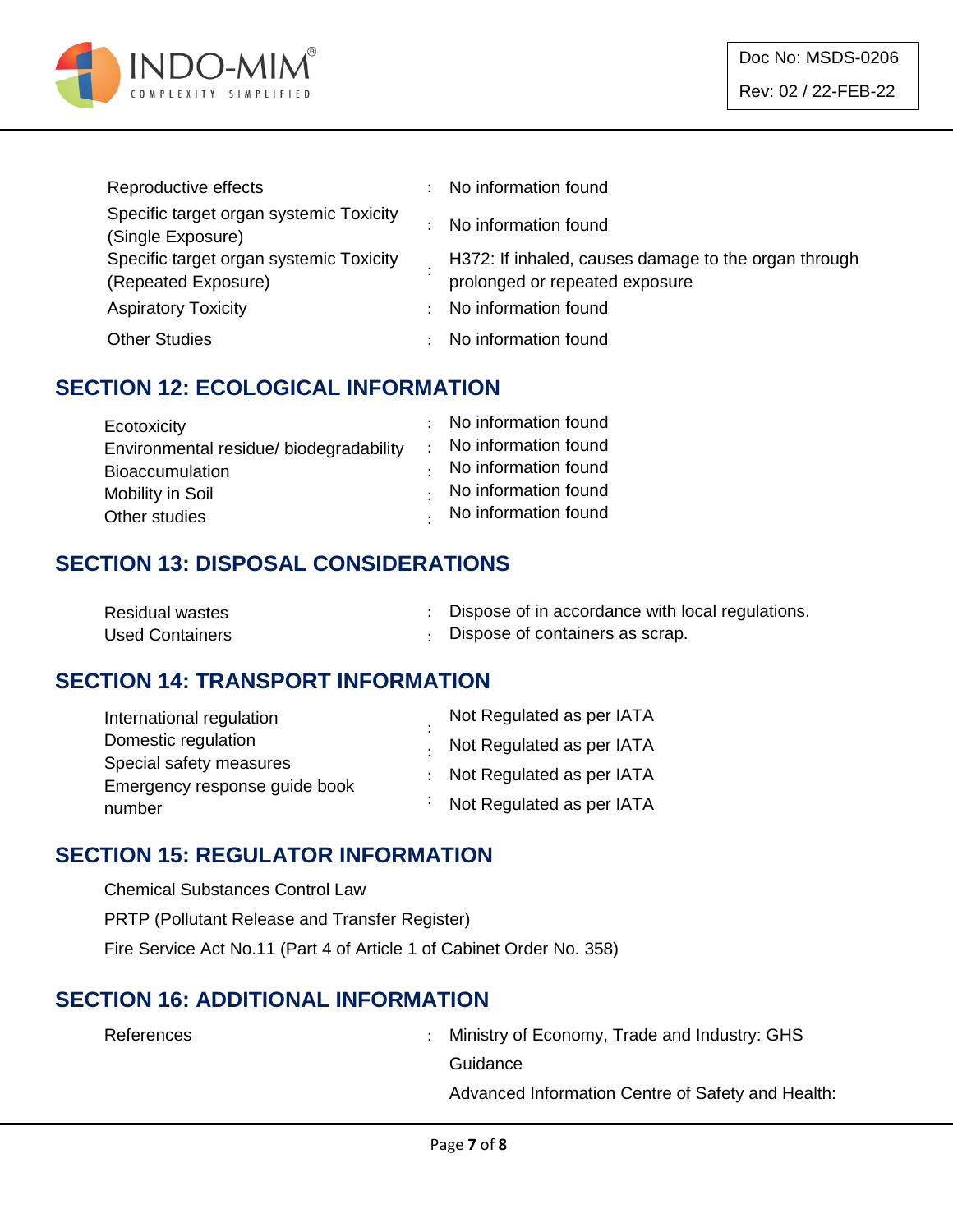| | | |
|---|---|---|
| Reproductive effects | : | No information found |
| Specific target organ systemic Toxicity (Single Exposure) | : | No information found |
| Specific target organ systemic Toxicity (Repeated Exposure) | : | H372: If inhaled, causes damage to the organ through prolonged or repeated exposure |
| Aspiratory Toxicity | : | No information found |
| Other Studies | : | No information found |

## SECTION 12: ECOLOGICAL INFORMATION

| | | |
|---|---|---|
| Ecotoxicity | : | No information found |
| Environmental residue/ biodegradability | : | No information found |
| Bioaccumulation | : | No information found |
| Mobility in Soil | : | No information found |
| Other studies | : | No information found |

## SECTION 13: DISPOSAL CONSIDERATIONS

| | | |
|---|---|---|
| Residual wastes | : | Dispose of in accordance with local regulations. |
| Used Containers | : | Dispose of containers as scrap. |

## SECTION 14: TRANSPORT INFORMATION

| | | |
|---|---|---|
| International regulation | : | Not Regulated as per IATA |
| Domestic regulation | : | Not Regulated as per IATA |
| Special safety measures | : | Not Regulated as per IATA |
| Emergency response guide book number | : | Not Regulated as per IATA |

## SECTION 15: REGULATOR INFORMATION

Chemical Substances Control Law

PRTP (Pollutant Release and Transfer Register)

Fire Service Act No.11 (Part 4 of Article 1 of Cabinet Order No. 358)

## SECTION 16: ADDITIONAL INFORMATION

| | | |
|---|---|---|
| References | : | Ministry of Economy, Trade and Industry: GHS Guidance<br>Advanced Information Centre of Safety and Health: |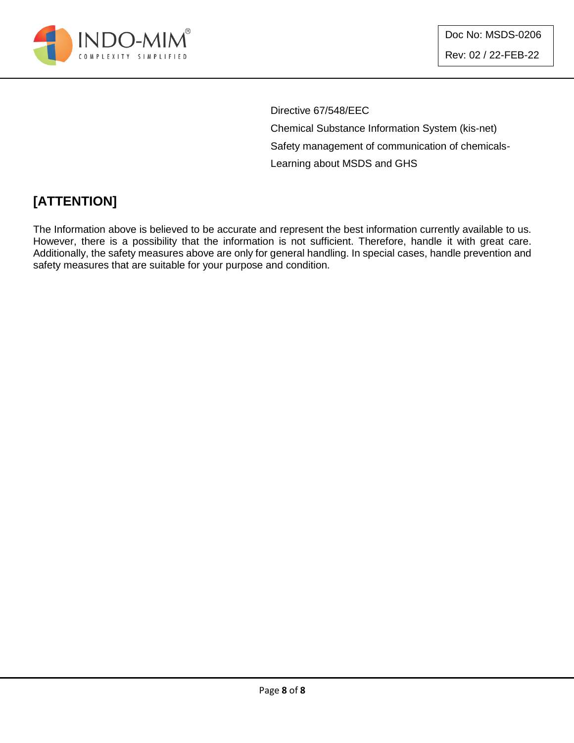Directive 67/548/EEC

Chemical Substance Information System (kis-net)

Safety management of communication of chemicals-

Learning about MSDS and GHS

## [ATTENTION]

The Information above is believed to be accurate and represent the best information currently available to us. However, there is a possibility that the information is not sufficient. Therefore, handle it with great care. Additionally, the safety measures above are only for general handling. In special cases, handle prevention and safety measures that are suitable for your purpose and condition.